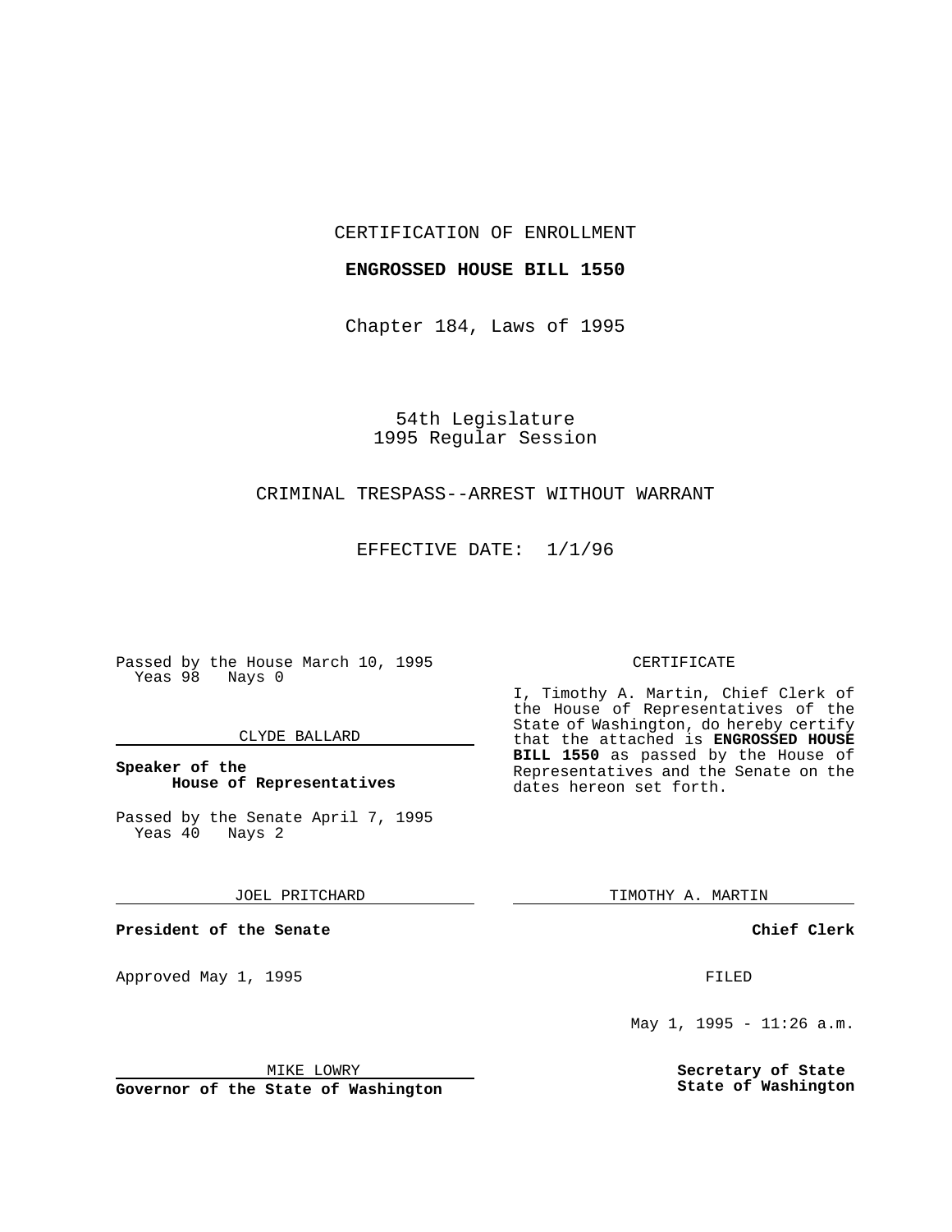CERTIFICATION OF ENROLLMENT

**ENGROSSED HOUSE BILL 1550**

Chapter 184, Laws of 1995

54th Legislature
1995 Regular Session

CRIMINAL TRESPASS--ARREST WITHOUT WARRANT

EFFECTIVE DATE: 1/1/96

Passed by the House March 10, 1995
Yeas 98 Nays 0

CLYDE BALLARD

**Speaker of the House of Representatives**

Passed by the Senate April 7, 1995
Yeas 40 Nays 2

JOEL PRITCHARD

**President of the Senate**

Approved May 1, 1995

MIKE LOWRY

**Governor of the State of Washington**

CERTIFICATE

I, Timothy A. Martin, Chief Clerk of the House of Representatives of the State of Washington, do hereby certify that the attached is **ENGROSSED HOUSE BILL 1550** as passed by the House of Representatives and the Senate on the dates hereon set forth.

TIMOTHY A. MARTIN

**Chief Clerk**

FILED

May 1, 1995 - 11:26 a.m.

**Secretary of State**
**State of Washington**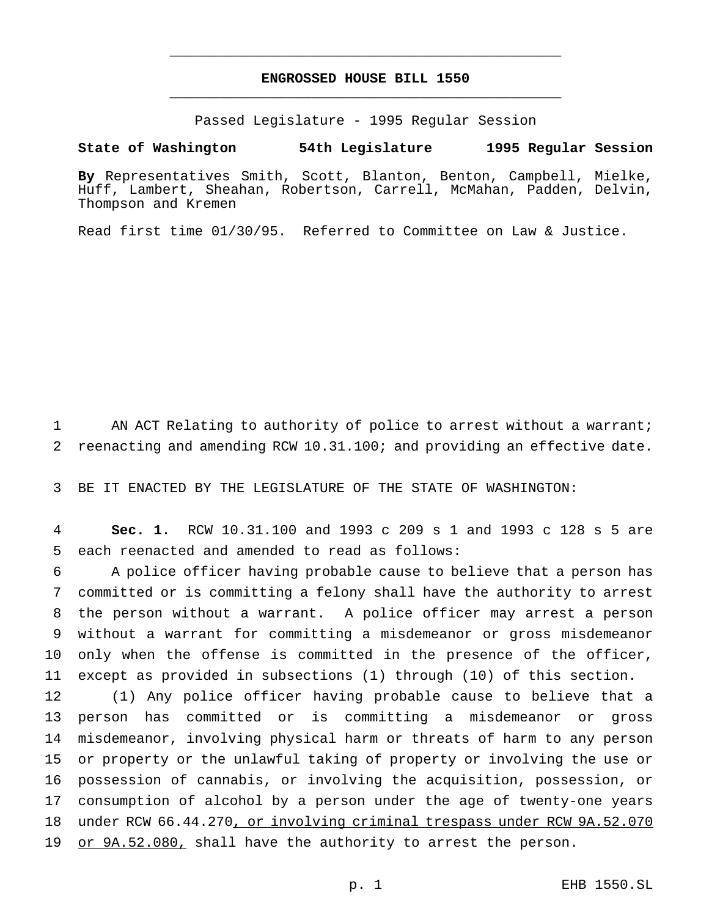# ENGROSSED HOUSE BILL 1550

Passed Legislature - 1995 Regular Session

**State of Washington 54th Legislature 1995 Regular Session**

**By** Representatives Smith, Scott, Blanton, Benton, Campbell, Mielke, Huff, Lambert, Sheahan, Robertson, Carrell, McMahan, Padden, Delvin, Thompson and Kremen

Read first time 01/30/95. Referred to Committee on Law & Justice.

AN ACT Relating to authority of police to arrest without a warrant; reenacting and amending RCW 10.31.100; and providing an effective date.

BE IT ENACTED BY THE LEGISLATURE OF THE STATE OF WASHINGTON:

**Sec. 1.** RCW 10.31.100 and 1993 c 209 s 1 and 1993 c 128 s 5 are each reenacted and amended to read as follows:

A police officer having probable cause to believe that a person has committed or is committing a felony shall have the authority to arrest the person without a warrant. A police officer may arrest a person without a warrant for committing a misdemeanor or gross misdemeanor only when the offense is committed in the presence of the officer, except as provided in subsections (1) through (10) of this section.

(1) Any police officer having probable cause to believe that a person has committed or is committing a misdemeanor or gross misdemeanor, involving physical harm or threats of harm to any person or property or the unlawful taking of property or involving the use or possession of cannabis, or involving the acquisition, possession, or consumption of alcohol by a person under the age of twenty-one years under RCW 66.44.270<u>, or involving criminal trespass under RCW 9A.52.070 or 9A.52.080,</u> shall have the authority to arrest the person.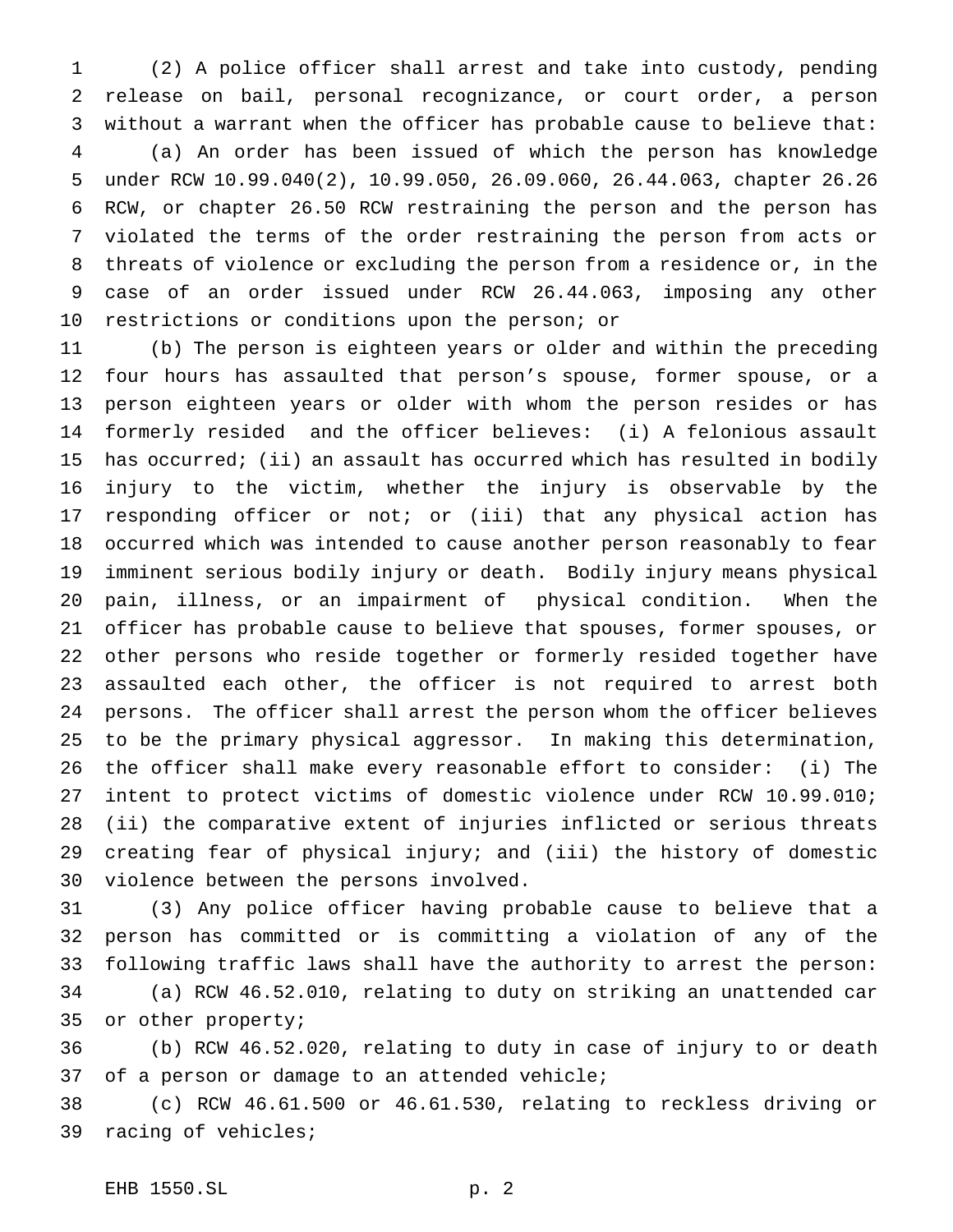(2) A police officer shall arrest and take into custody, pending release on bail, personal recognizance, or court order, a person without a warrant when the officer has probable cause to believe that:

(a) An order has been issued of which the person has knowledge under RCW 10.99.040(2), 10.99.050, 26.09.060, 26.44.063, chapter 26.26 RCW, or chapter 26.50 RCW restraining the person and the person has violated the terms of the order restraining the person from acts or threats of violence or excluding the person from a residence or, in the case of an order issued under RCW 26.44.063, imposing any other restrictions or conditions upon the person; or

(b) The person is eighteen years or older and within the preceding four hours has assaulted that person's spouse, former spouse, or a person eighteen years or older with whom the person resides or has formerly resided and the officer believes: (i) A felonious assault has occurred; (ii) an assault has occurred which has resulted in bodily injury to the victim, whether the injury is observable by the responding officer or not; or (iii) that any physical action has occurred which was intended to cause another person reasonably to fear imminent serious bodily injury or death. Bodily injury means physical pain, illness, or an impairment of physical condition. When the officer has probable cause to believe that spouses, former spouses, or other persons who reside together or formerly resided together have assaulted each other, the officer is not required to arrest both persons. The officer shall arrest the person whom the officer believes to be the primary physical aggressor. In making this determination, the officer shall make every reasonable effort to consider: (i) The intent to protect victims of domestic violence under RCW 10.99.010; (ii) the comparative extent of injuries inflicted or serious threats creating fear of physical injury; and (iii) the history of domestic violence between the persons involved.

(3) Any police officer having probable cause to believe that a person has committed or is committing a violation of any of the following traffic laws shall have the authority to arrest the person:

(a) RCW 46.52.010, relating to duty on striking an unattended car or other property;

(b) RCW 46.52.020, relating to duty in case of injury to or death of a person or damage to an attended vehicle;

(c) RCW 46.61.500 or 46.61.530, relating to reckless driving or racing of vehicles;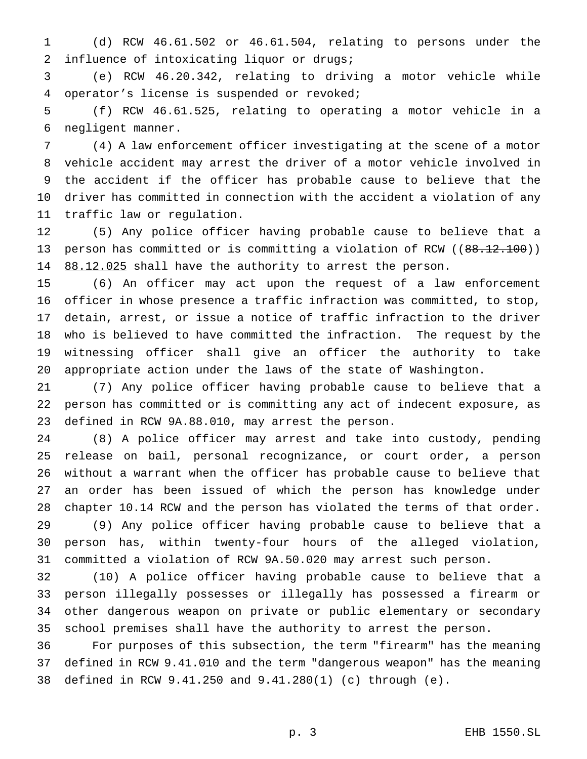(d) RCW 46.61.502 or 46.61.504, relating to persons under the influence of intoxicating liquor or drugs;

(e) RCW 46.20.342, relating to driving a motor vehicle while operator's license is suspended or revoked;

(f) RCW 46.61.525, relating to operating a motor vehicle in a negligent manner.

(4) A law enforcement officer investigating at the scene of a motor vehicle accident may arrest the driver of a motor vehicle involved in the accident if the officer has probable cause to believe that the driver has committed in connection with the accident a violation of any traffic law or regulation.

(5) Any police officer having probable cause to believe that a person has committed or is committing a violation of RCW ((~~88.12.100~~)) 88.12.025 shall have the authority to arrest the person.

(6) An officer may act upon the request of a law enforcement officer in whose presence a traffic infraction was committed, to stop, detain, arrest, or issue a notice of traffic infraction to the driver who is believed to have committed the infraction. The request by the witnessing officer shall give an officer the authority to take appropriate action under the laws of the state of Washington.

(7) Any police officer having probable cause to believe that a person has committed or is committing any act of indecent exposure, as defined in RCW 9A.88.010, may arrest the person.

(8) A police officer may arrest and take into custody, pending release on bail, personal recognizance, or court order, a person without a warrant when the officer has probable cause to believe that an order has been issued of which the person has knowledge under chapter 10.14 RCW and the person has violated the terms of that order.

(9) Any police officer having probable cause to believe that a person has, within twenty-four hours of the alleged violation, committed a violation of RCW 9A.50.020 may arrest such person.

(10) A police officer having probable cause to believe that a person illegally possesses or illegally has possessed a firearm or other dangerous weapon on private or public elementary or secondary school premises shall have the authority to arrest the person.

For purposes of this subsection, the term "firearm" has the meaning defined in RCW 9.41.010 and the term "dangerous weapon" has the meaning defined in RCW 9.41.250 and 9.41.280(1) (c) through (e).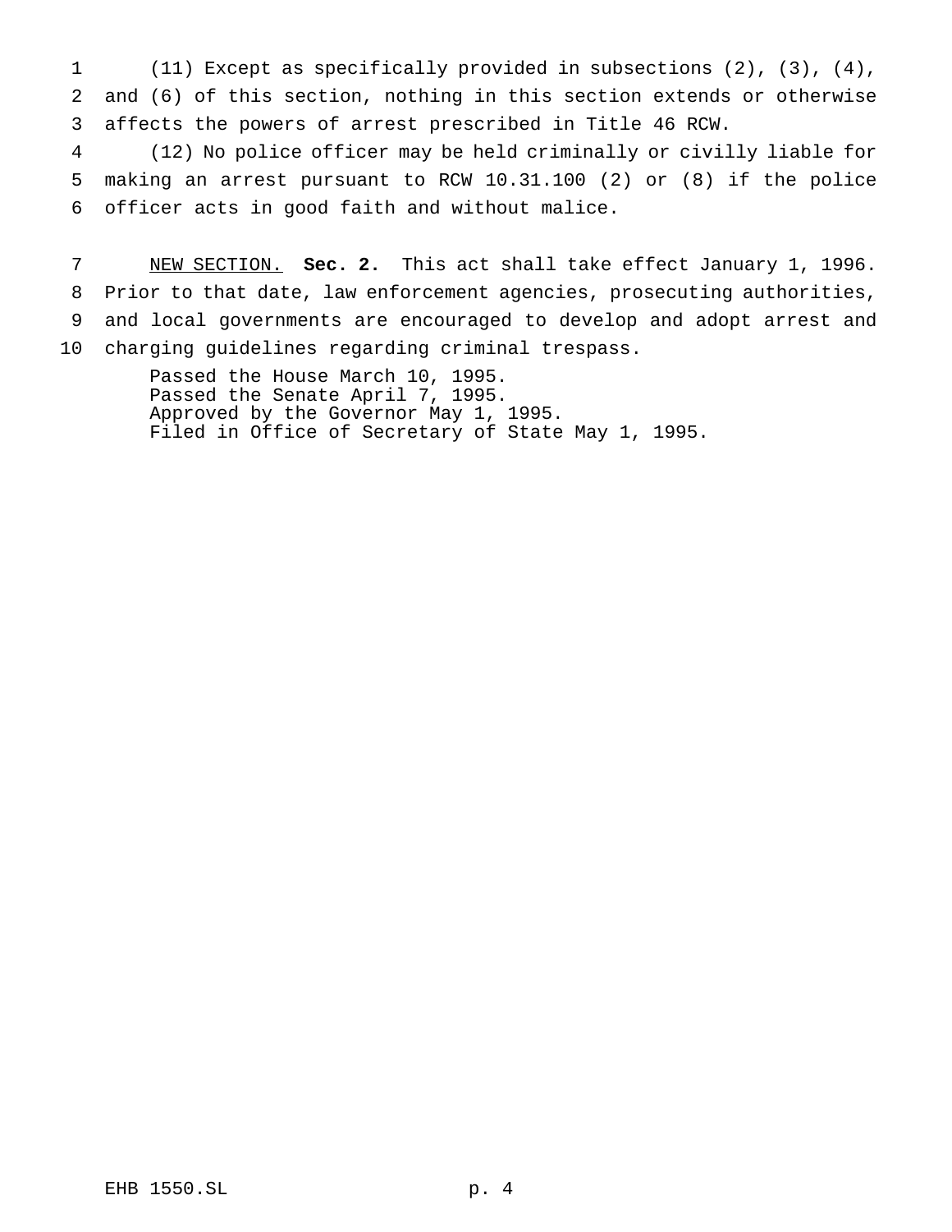(11) Except as specifically provided in subsections (2), (3), (4), and (6) of this section, nothing in this section extends or otherwise affects the powers of arrest prescribed in Title 46 RCW.

(12) No police officer may be held criminally or civilly liable for making an arrest pursuant to RCW 10.31.100 (2) or (8) if the police officer acts in good faith and without malice.

NEW SECTION. **Sec. 2.** This act shall take effect January 1, 1996. Prior to that date, law enforcement agencies, prosecuting authorities, and local governments are encouraged to develop and adopt arrest and charging guidelines regarding criminal trespass.

Passed the House March 10, 1995.
Passed the Senate April 7, 1995.
Approved by the Governor May 1, 1995.
Filed in Office of Secretary of State May 1, 1995.